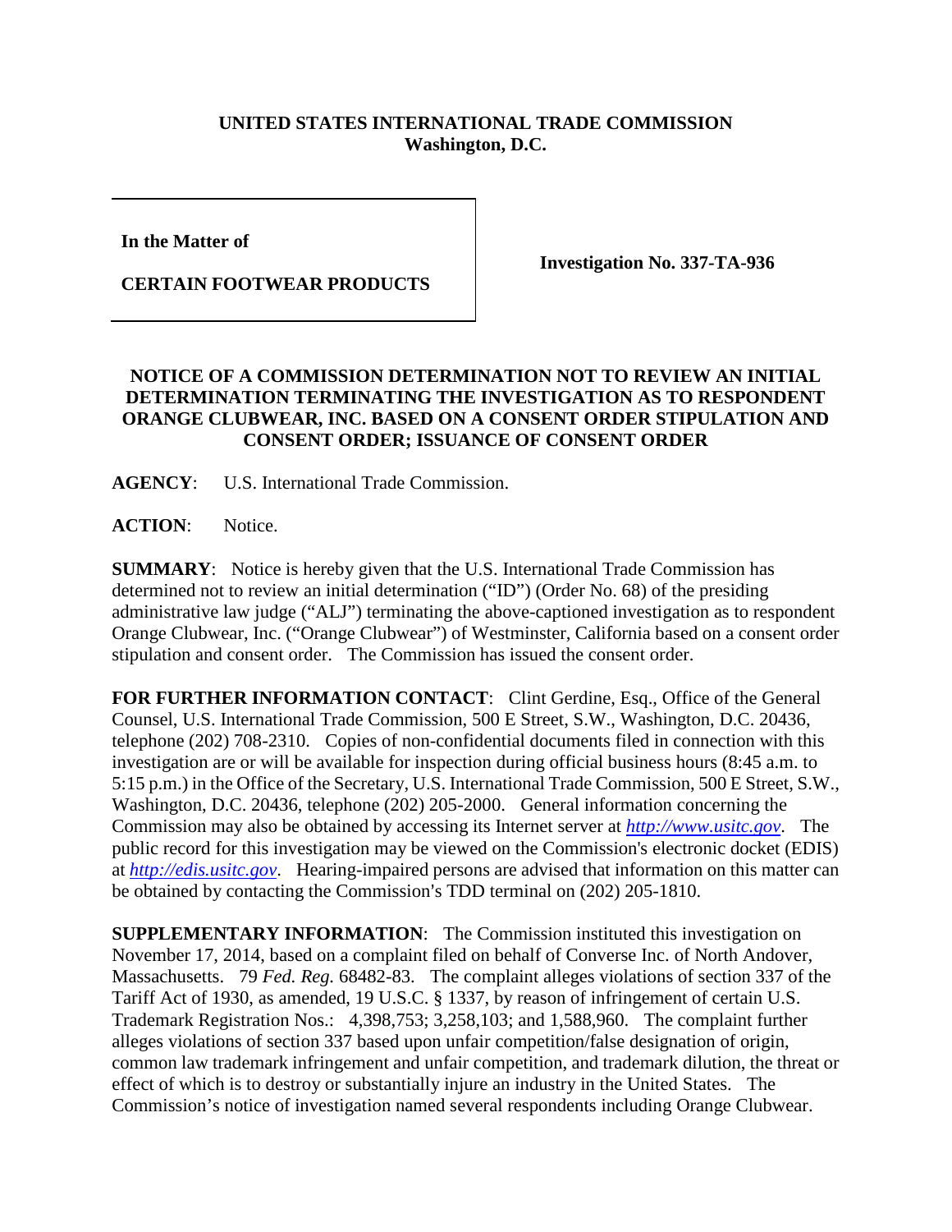**UNITED STATES INTERNATIONAL TRADE COMMISSION**
**Washington, D.C.**

| | |
|---|---|
| **In the Matter of** <br><br> **CERTAIN FOOTWEAR PRODUCTS** | **Investigation No. 337-TA-936** |

## NOTICE OF A COMMISSION DETERMINATION NOT TO REVIEW AN INITIAL DETERMINATION TERMINATING THE INVESTIGATION AS TO RESPONDENT ORANGE CLUBWEAR, INC. BASED ON A CONSENT ORDER STIPULATION AND CONSENT ORDER; ISSUANCE OF CONSENT ORDER

**AGENCY**: U.S. International Trade Commission.

**ACTION**: Notice.

**SUMMARY**: Notice is hereby given that the U.S. International Trade Commission has determined not to review an initial determination ("ID") (Order No. 68) of the presiding administrative law judge ("ALJ") terminating the above-captioned investigation as to respondent Orange Clubwear, Inc. ("Orange Clubwear") of Westminster, California based on a consent order stipulation and consent order. The Commission has issued the consent order.

**FOR FURTHER INFORMATION CONTACT**: Clint Gerdine, Esq., Office of the General Counsel, U.S. International Trade Commission, 500 E Street, S.W., Washington, D.C. 20436, telephone (202) 708-2310. Copies of non-confidential documents filed in connection with this investigation are or will be available for inspection during official business hours (8:45 a.m. to 5:15 p.m.) in the Office of the Secretary, U.S. International Trade Commission, 500 E Street, S.W., Washington, D.C. 20436, telephone (202) 205-2000. General information concerning the Commission may also be obtained by accessing its Internet server at *http://www.usitc.gov*. The public record for this investigation may be viewed on the Commission's electronic docket (EDIS) at *http://edis.usitc.gov*. Hearing-impaired persons are advised that information on this matter can be obtained by contacting the Commission's TDD terminal on (202) 205-1810.

**SUPPLEMENTARY INFORMATION**: The Commission instituted this investigation on November 17, 2014, based on a complaint filed on behalf of Converse Inc. of North Andover, Massachusetts. 79 *Fed. Reg.* 68482-83. The complaint alleges violations of section 337 of the Tariff Act of 1930, as amended, 19 U.S.C. § 1337, by reason of infringement of certain U.S. Trademark Registration Nos.: 4,398,753; 3,258,103; and 1,588,960. The complaint further alleges violations of section 337 based upon unfair competition/false designation of origin, common law trademark infringement and unfair competition, and trademark dilution, the threat or effect of which is to destroy or substantially injure an industry in the United States. The Commission's notice of investigation named several respondents including Orange Clubwear.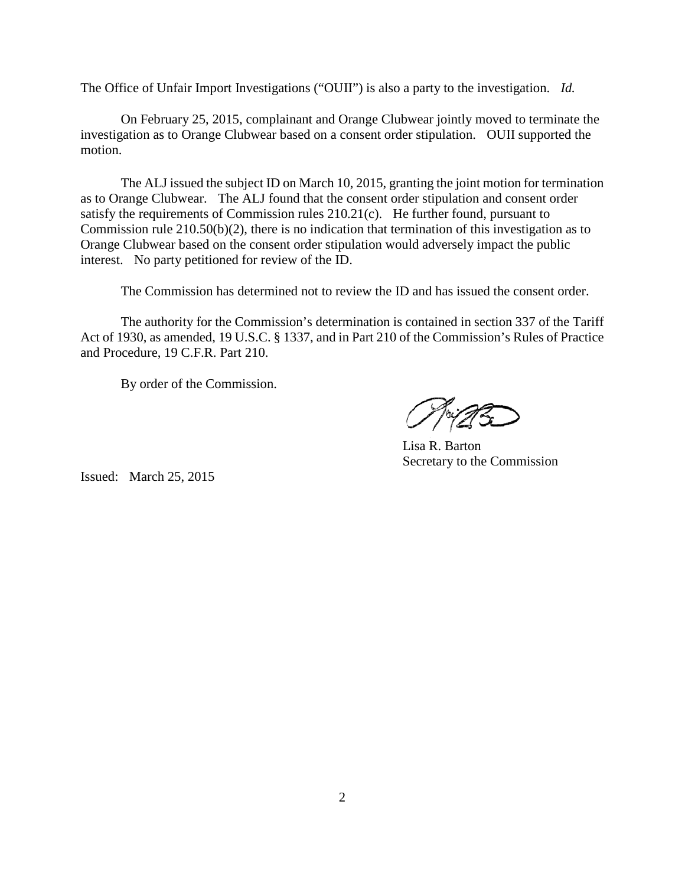The Office of Unfair Import Investigations ("OUII") is also a party to the investigation. *Id.*

On February 25, 2015, complainant and Orange Clubwear jointly moved to terminate the investigation as to Orange Clubwear based on a consent order stipulation. OUII supported the motion.

The ALJ issued the subject ID on March 10, 2015, granting the joint motion for termination as to Orange Clubwear. The ALJ found that the consent order stipulation and consent order satisfy the requirements of Commission rules 210.21(c). He further found, pursuant to Commission rule 210.50(b)(2), there is no indication that termination of this investigation as to Orange Clubwear based on the consent order stipulation would adversely impact the public interest. No party petitioned for review of the ID.

The Commission has determined not to review the ID and has issued the consent order.

The authority for the Commission's determination is contained in section 337 of the Tariff Act of 1930, as amended, 19 U.S.C. § 1337, and in Part 210 of the Commission's Rules of Practice and Procedure, 19 C.F.R. Part 210.

By order of the Commission.

Lisa R. Barton
Secretary to the Commission

Issued: March 25, 2015